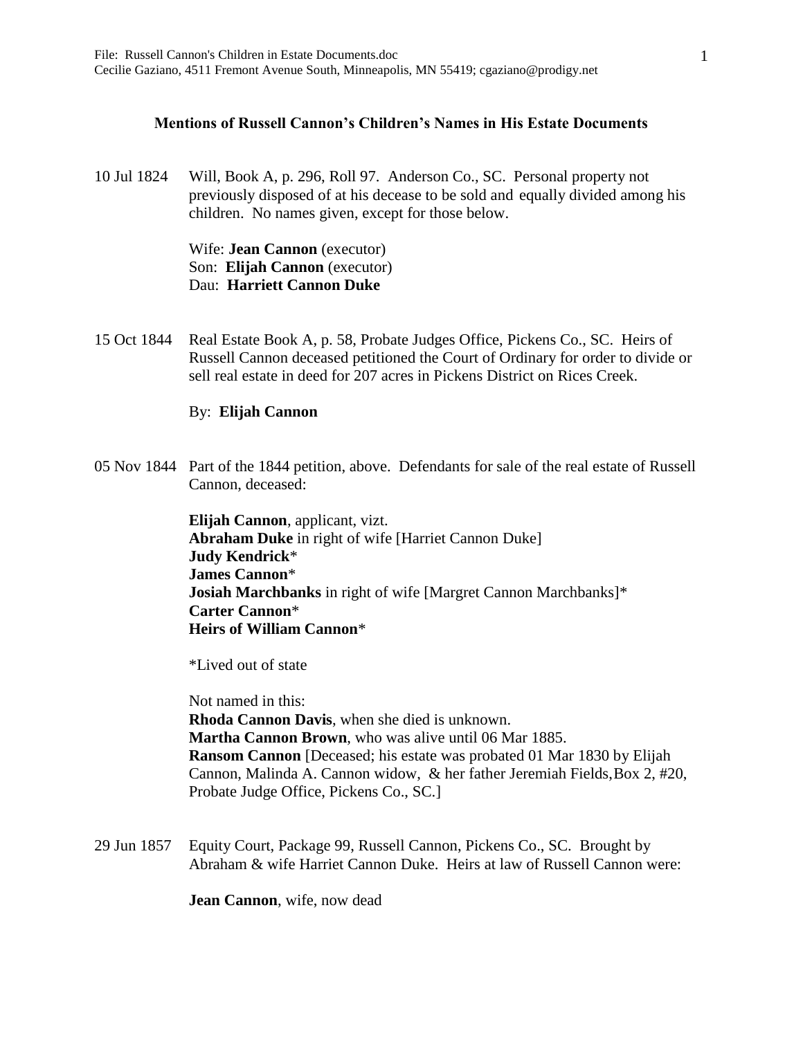File: Russell Cannon's Children in Estate Documents.doc
Cecilie Gaziano, 4511 Fremont Avenue South, Minneapolis, MN 55419; cgaziano@prodigy.net

## Mentions of Russell Cannon's Children's Names in His Estate Documents

10 Jul 1824 Will, Book A, p. 296, Roll 97. Anderson Co., SC. Personal property not previously disposed of at his decease to be sold and equally divided among his children. No names given, except for those below.

Wife: **Jean Cannon** (executor)
Son: **Elijah Cannon** (executor)
Dau: **Harriett Cannon Duke**

15 Oct 1844 Real Estate Book A, p. 58, Probate Judges Office, Pickens Co., SC. Heirs of Russell Cannon deceased petitioned the Court of Ordinary for order to divide or sell real estate in deed for 207 acres in Pickens District on Rices Creek.

By: **Elijah Cannon**

05 Nov 1844 Part of the 1844 petition, above. Defendants for sale of the real estate of Russell Cannon, deceased:

**Elijah Cannon**, applicant, vizt.
**Abraham Duke** in right of wife [Harriet Cannon Duke]
**Judy Kendrick***
**James Cannon***
**Josiah Marchbanks** in right of wife [Margret Cannon Marchbanks]*
**Carter Cannon***
**Heirs of William Cannon***

*Lived out of state

Not named in this:
**Rhoda Cannon Davis**, when she died is unknown.
**Martha Cannon Brown**, who was alive until 06 Mar 1885.
**Ransom Cannon** [Deceased; his estate was probated 01 Mar 1830 by Elijah Cannon, Malinda A. Cannon widow, & her father Jeremiah Fields, Box 2, #20, Probate Judge Office, Pickens Co., SC.]

29 Jun 1857 Equity Court, Package 99, Russell Cannon, Pickens Co., SC. Brought by Abraham & wife Harriet Cannon Duke. Heirs at law of Russell Cannon were:

**Jean Cannon**, wife, now dead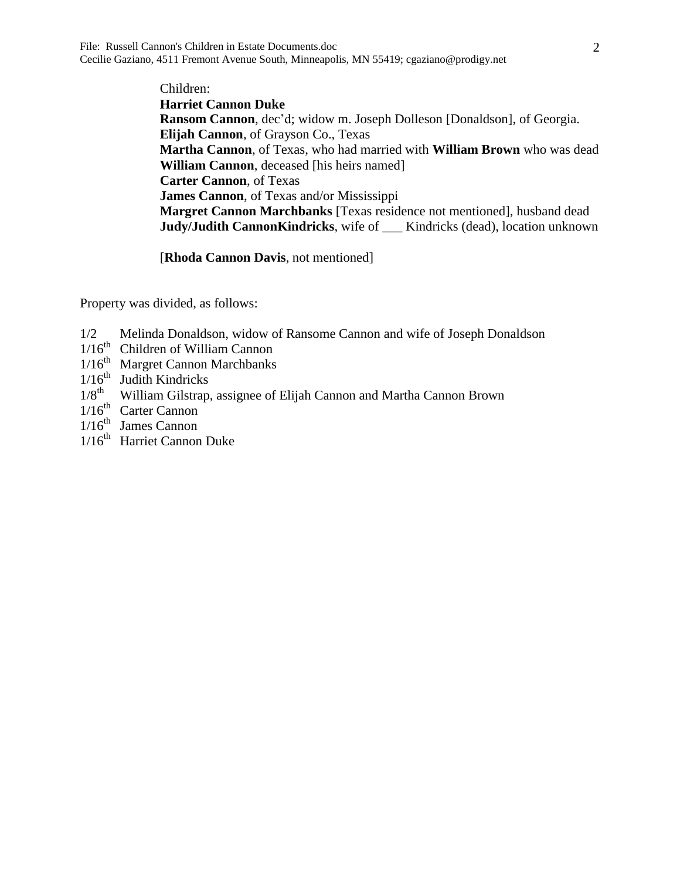Children:
**Harriet Cannon Duke**
**Ransom Cannon**, dec'd; widow m. Joseph Dolleson [Donaldson], of Georgia.
**Elijah Cannon**, of Grayson Co., Texas
**Martha Cannon**, of Texas, who had married with **William Brown** who was dead
**William Cannon**, deceased [his heirs named]
**Carter Cannon**, of Texas
**James Cannon**, of Texas and/or Mississippi
**Margret Cannon Marchbanks** [Texas residence not mentioned], husband dead
**Judy/Judith CannonKindricks**, wife of ___ Kindricks (dead), location unknown

[**Rhoda Cannon Davis**, not mentioned]

Property was divided, as follows:

1/2 Melinda Donaldson, widow of Ransome Cannon and wife of Joseph Donaldson
1/16th Children of William Cannon
1/16th Margret Cannon Marchbanks
1/16th Judith Kindricks
1/8th William Gilstrap, assignee of Elijah Cannon and Martha Cannon Brown
1/16th Carter Cannon
1/16th James Cannon
1/16th Harriet Cannon Duke